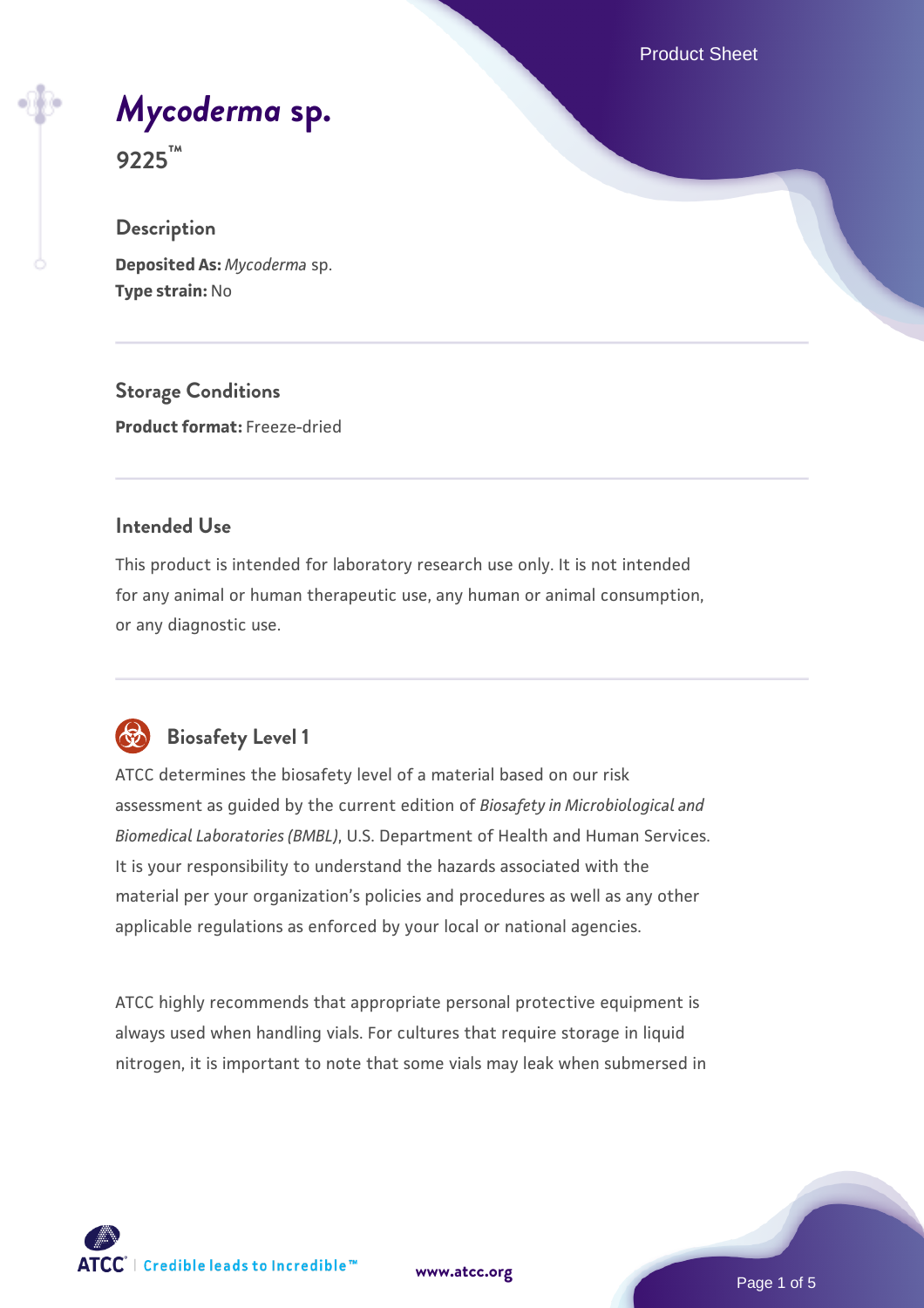# *Mycoderma* sp.

**9225™**

## Description

**Deposited As:** *Mycoderma* sp.
**Type strain:** No

## Storage Conditions

**Product format:** Freeze-dried

## Intended Use

This product is intended for laboratory research use only. It is not intended for any animal or human therapeutic use, any human or animal consumption, or any diagnostic use.

## Biosafety Level 1

ATCC determines the biosafety level of a material based on our risk assessment as guided by the current edition of *Biosafety in Microbiological and Biomedical Laboratories (BMBL)*, U.S. Department of Health and Human Services. It is your responsibility to understand the hazards associated with the material per your organization's policies and procedures as well as any other applicable regulations as enforced by your local or national agencies.

ATCC highly recommends that appropriate personal protective equipment is always used when handling vials. For cultures that require storage in liquid nitrogen, it is important to note that some vials may leak when submersed in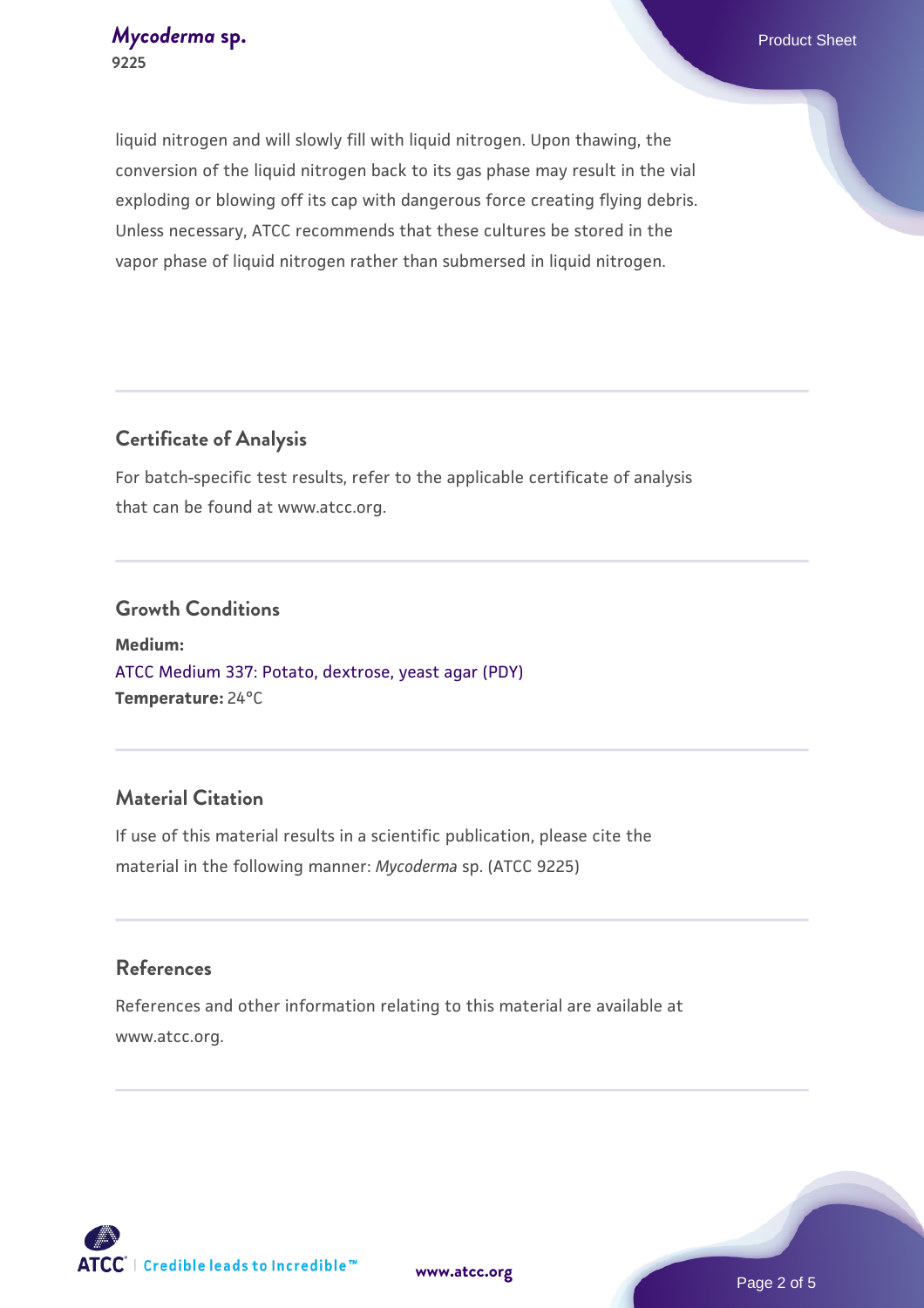liquid nitrogen and will slowly fill with liquid nitrogen. Upon thawing, the conversion of the liquid nitrogen back to its gas phase may result in the vial exploding or blowing off its cap with dangerous force creating flying debris. Unless necessary, ATCC recommends that these cultures be stored in the vapor phase of liquid nitrogen rather than submersed in liquid nitrogen.

## Certificate of Analysis

For batch-specific test results, refer to the applicable certificate of analysis that can be found at www.atcc.org.

## Growth Conditions

**Medium:**
ATCC Medium 337: Potato, dextrose, yeast agar (PDY)
**Temperature:** 24°C

## Material Citation

If use of this material results in a scientific publication, please cite the material in the following manner: *Mycoderma* sp. (ATCC 9225)

## References

References and other information relating to this material are available at www.atcc.org.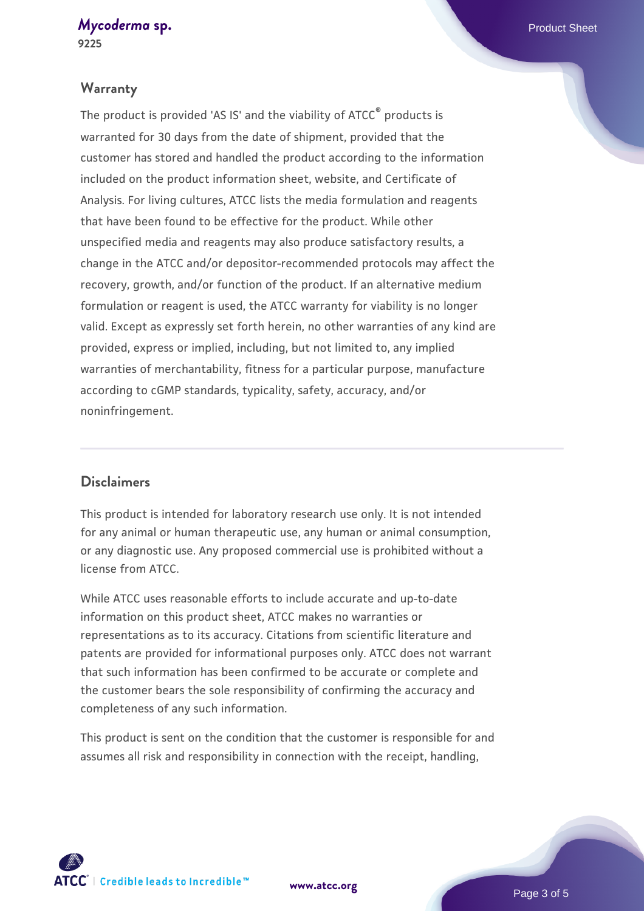## Warranty

The product is provided 'AS IS' and the viability of ATCC® products is warranted for 30 days from the date of shipment, provided that the customer has stored and handled the product according to the information included on the product information sheet, website, and Certificate of Analysis. For living cultures, ATCC lists the media formulation and reagents that have been found to be effective for the product. While other unspecified media and reagents may also produce satisfactory results, a change in the ATCC and/or depositor-recommended protocols may affect the recovery, growth, and/or function of the product. If an alternative medium formulation or reagent is used, the ATCC warranty for viability is no longer valid. Except as expressly set forth herein, no other warranties of any kind are provided, express or implied, including, but not limited to, any implied warranties of merchantability, fitness for a particular purpose, manufacture according to cGMP standards, typicality, safety, accuracy, and/or noninfringement.

## Disclaimers

This product is intended for laboratory research use only. It is not intended for any animal or human therapeutic use, any human or animal consumption, or any diagnostic use. Any proposed commercial use is prohibited without a license from ATCC.

While ATCC uses reasonable efforts to include accurate and up-to-date information on this product sheet, ATCC makes no warranties or representations as to its accuracy. Citations from scientific literature and patents are provided for informational purposes only. ATCC does not warrant that such information has been confirmed to be accurate or complete and the customer bears the sole responsibility of confirming the accuracy and completeness of any such information.

This product is sent on the condition that the customer is responsible for and assumes all risk and responsibility in connection with the receipt, handling,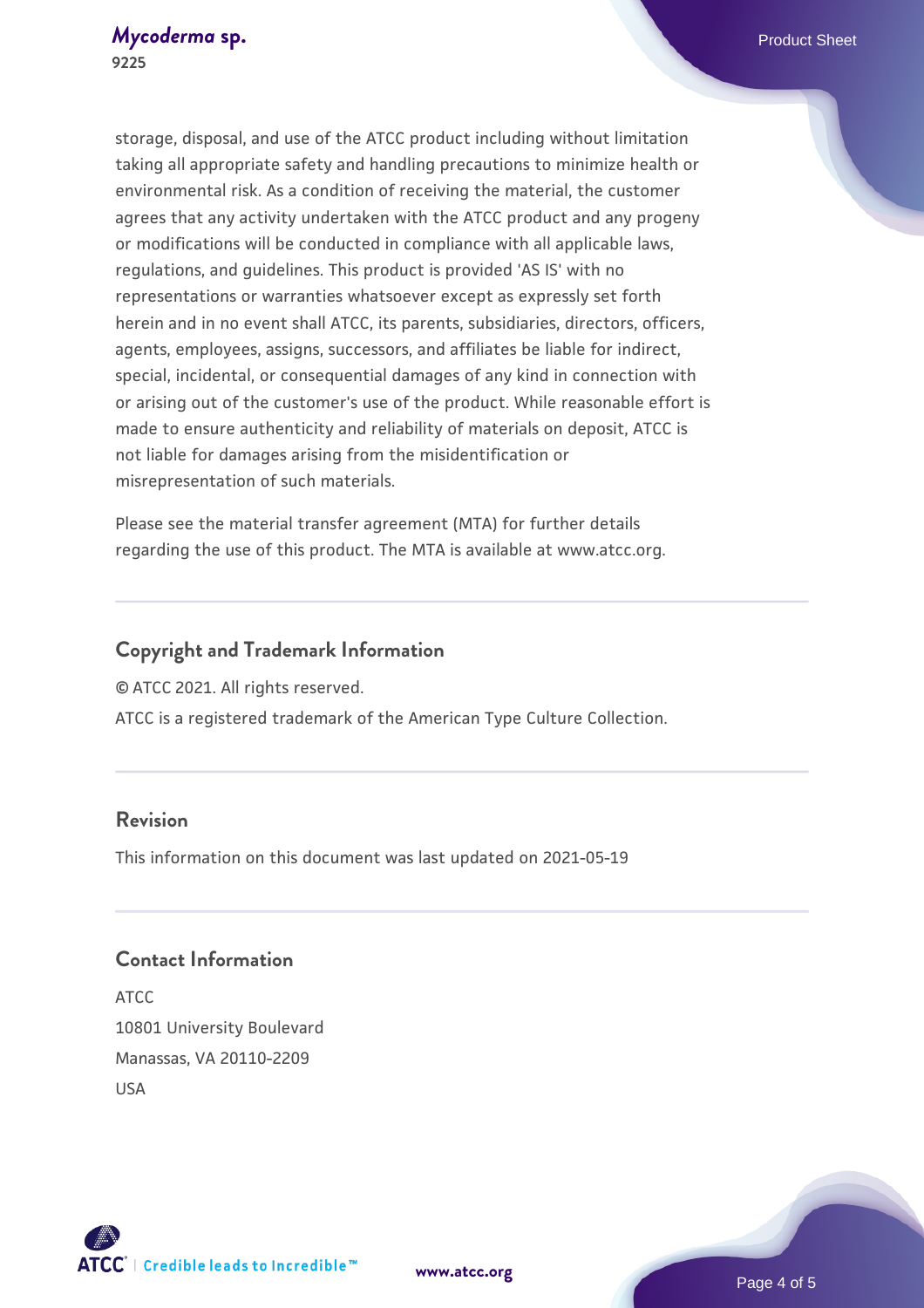storage, disposal, and use of the ATCC product including without limitation taking all appropriate safety and handling precautions to minimize health or environmental risk. As a condition of receiving the material, the customer agrees that any activity undertaken with the ATCC product and any progeny or modifications will be conducted in compliance with all applicable laws, regulations, and guidelines. This product is provided 'AS IS' with no representations or warranties whatsoever except as expressly set forth herein and in no event shall ATCC, its parents, subsidiaries, directors, officers, agents, employees, assigns, successors, and affiliates be liable for indirect, special, incidental, or consequential damages of any kind in connection with or arising out of the customer's use of the product. While reasonable effort is made to ensure authenticity and reliability of materials on deposit, ATCC is not liable for damages arising from the misidentification or misrepresentation of such materials.

Please see the material transfer agreement (MTA) for further details regarding the use of this product. The MTA is available at www.atcc.org.

## Copyright and Trademark Information

© ATCC 2021. All rights reserved.

ATCC is a registered trademark of the American Type Culture Collection.

## Revision

This information on this document was last updated on 2021-05-19

## Contact Information

ATCC
10801 University Boulevard
Manassas, VA 20110-2209
USA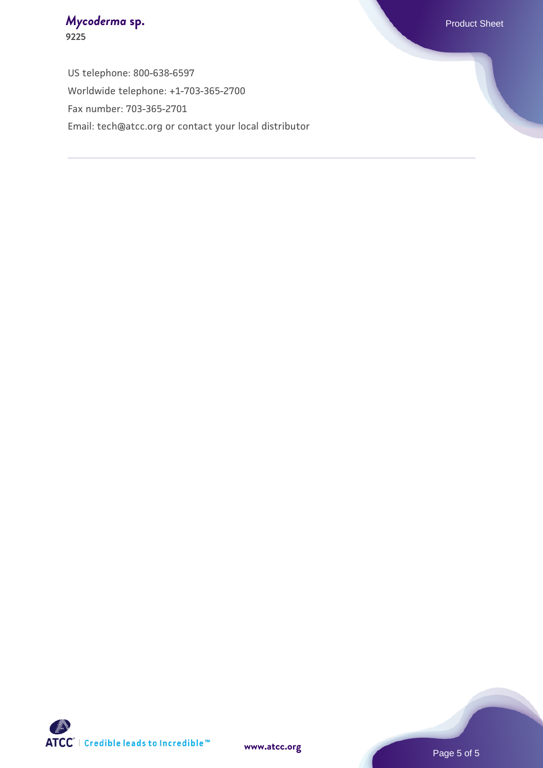US telephone: 800-638-6597

Worldwide telephone: +1-703-365-2700

Fax number: 703-365-2701

Email: tech@atcc.org or contact your local distributor